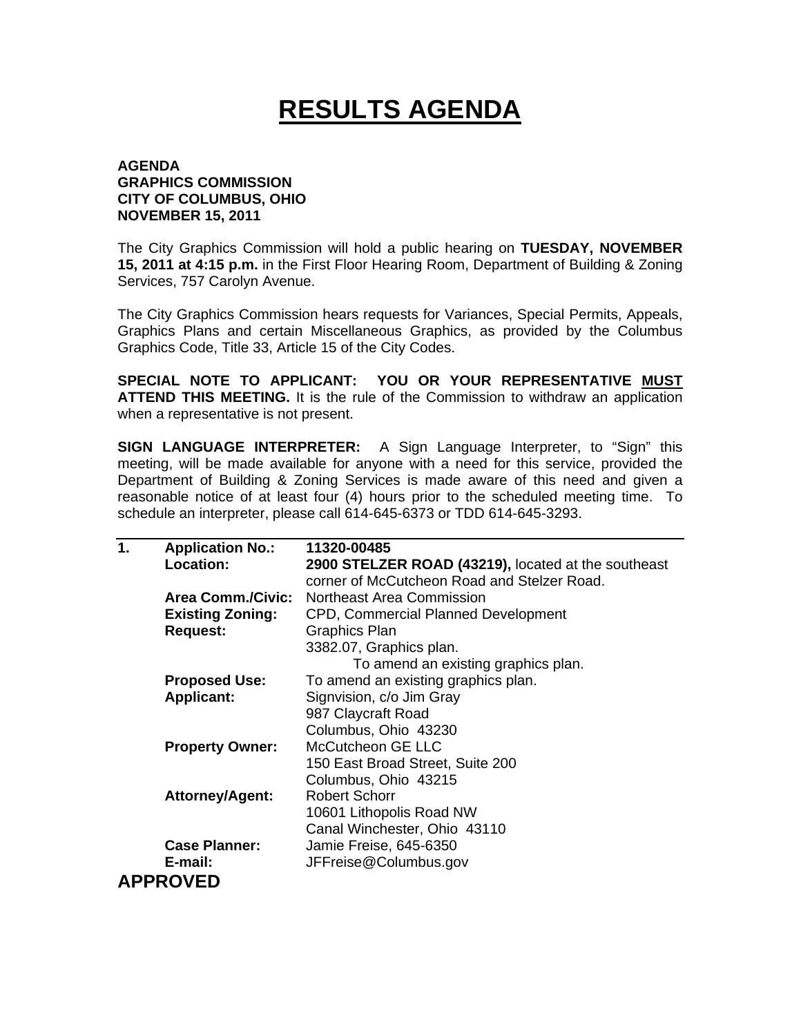# RESULTS AGENDA

**AGENDA**
**GRAPHICS COMMISSION**
**CITY OF COLUMBUS, OHIO**
**NOVEMBER 15, 2011**

The City Graphics Commission will hold a public hearing on **TUESDAY, NOVEMBER 15, 2011 at 4:15 p.m.** in the First Floor Hearing Room, Department of Building & Zoning Services, 757 Carolyn Avenue.

The City Graphics Commission hears requests for Variances, Special Permits, Appeals, Graphics Plans and certain Miscellaneous Graphics, as provided by the Columbus Graphics Code, Title 33, Article 15 of the City Codes.

**SPECIAL NOTE TO APPLICANT: YOU OR YOUR REPRESENTATIVE MUST ATTEND THIS MEETING.** It is the rule of the Commission to withdraw an application when a representative is not present.

**SIGN LANGUAGE INTERPRETER:** A Sign Language Interpreter, to "Sign" this meeting, will be made available for anyone with a need for this service, provided the Department of Building & Zoning Services is made aware of this need and given a reasonable notice of at least four (4) hours prior to the scheduled meeting time. To schedule an interpreter, please call 614-645-6373 or TDD 614-645-3293.

---

**1.** **Application No.:** **11320-00485**

**Location:** **2900 STELZER ROAD (43219),** located at the southeast corner of McCutcheon Road and Stelzer Road.

**Area Comm./Civic:** Northeast Area Commission

**Existing Zoning:** CPD, Commercial Planned Development

**Request:** Graphics Plan
3382.07, Graphics plan.
To amend an existing graphics plan.

**Proposed Use:** To amend an existing graphics plan.

**Applicant:** Signvision, c/o Jim Gray
987 Claycraft Road
Columbus, Ohio 43230

**Property Owner:** McCutcheon GE LLC
150 East Broad Street, Suite 200
Columbus, Ohio 43215

**Attorney/Agent:** Robert Schorr
10601 Lithopolis Road NW
Canal Winchester, Ohio 43110

**Case Planner:** Jamie Freise, 645-6350

**E-mail:** JFFreise@Columbus.gov

**APPROVED**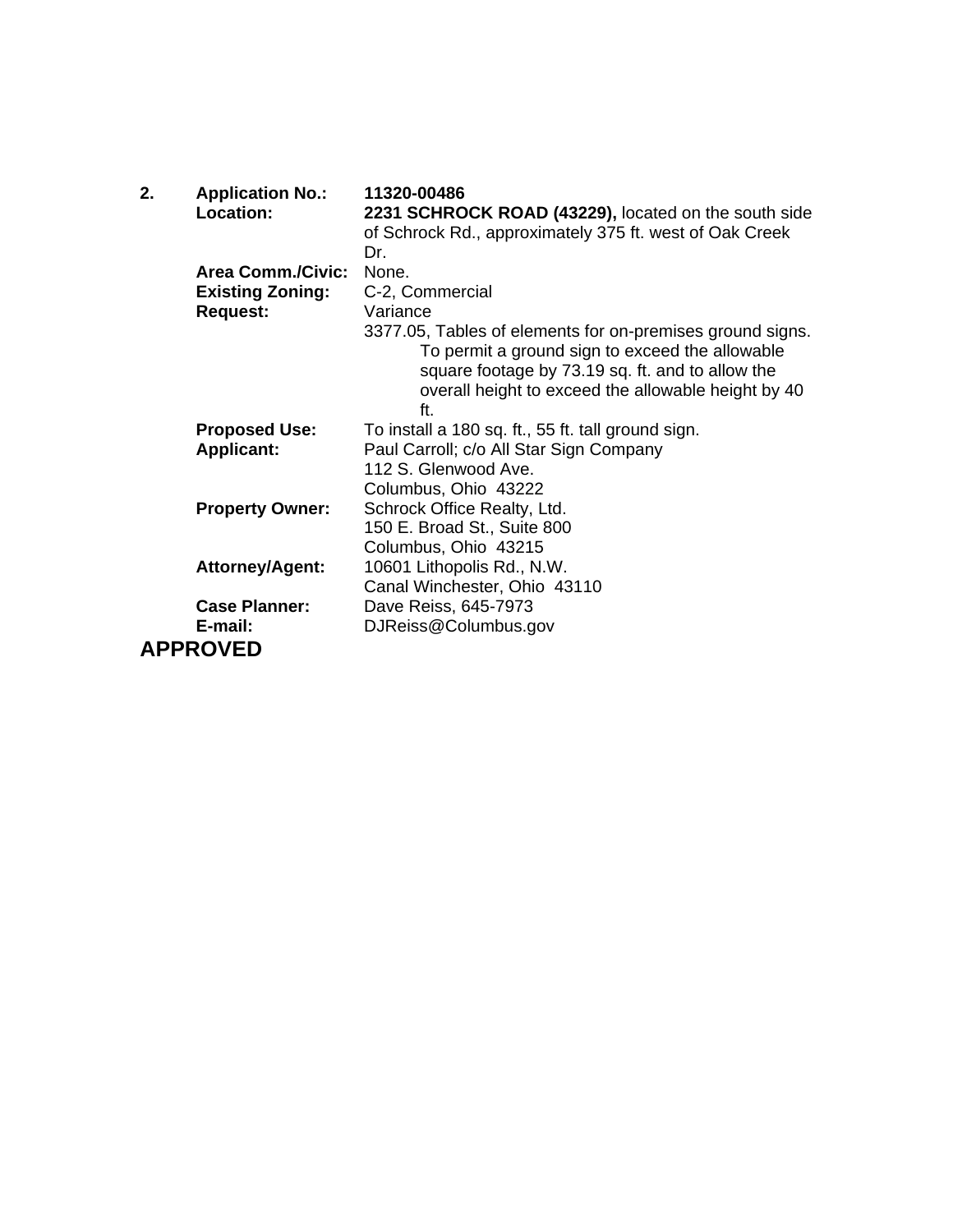**2.** **Application No.:** **11320-00486**

**Location:** **2231 SCHROCK ROAD (43229),** located on the south side of Schrock Rd., approximately 375 ft. west of Oak Creek Dr.

**Area Comm./Civic:** None.

**Existing Zoning:** C-2, Commercial

**Request:** Variance

3377.05, Tables of elements for on-premises ground signs. To permit a ground sign to exceed the allowable square footage by 73.19 sq. ft. and to allow the overall height to exceed the allowable height by 40 ft.

**Proposed Use:** To install a 180 sq. ft., 55 ft. tall ground sign.

**Applicant:** Paul Carroll; c/o All Star Sign Company
112 S. Glenwood Ave.
Columbus, Ohio 43222

**Property Owner:** Schrock Office Realty, Ltd.
150 E. Broad St., Suite 800
Columbus, Ohio 43215

**Attorney/Agent:** 10601 Lithopolis Rd., N.W.
Canal Winchester, Ohio 43110

**Case Planner:** Dave Reiss, 645-7973

**E-mail:** DJReiss@Columbus.gov

**APPROVED**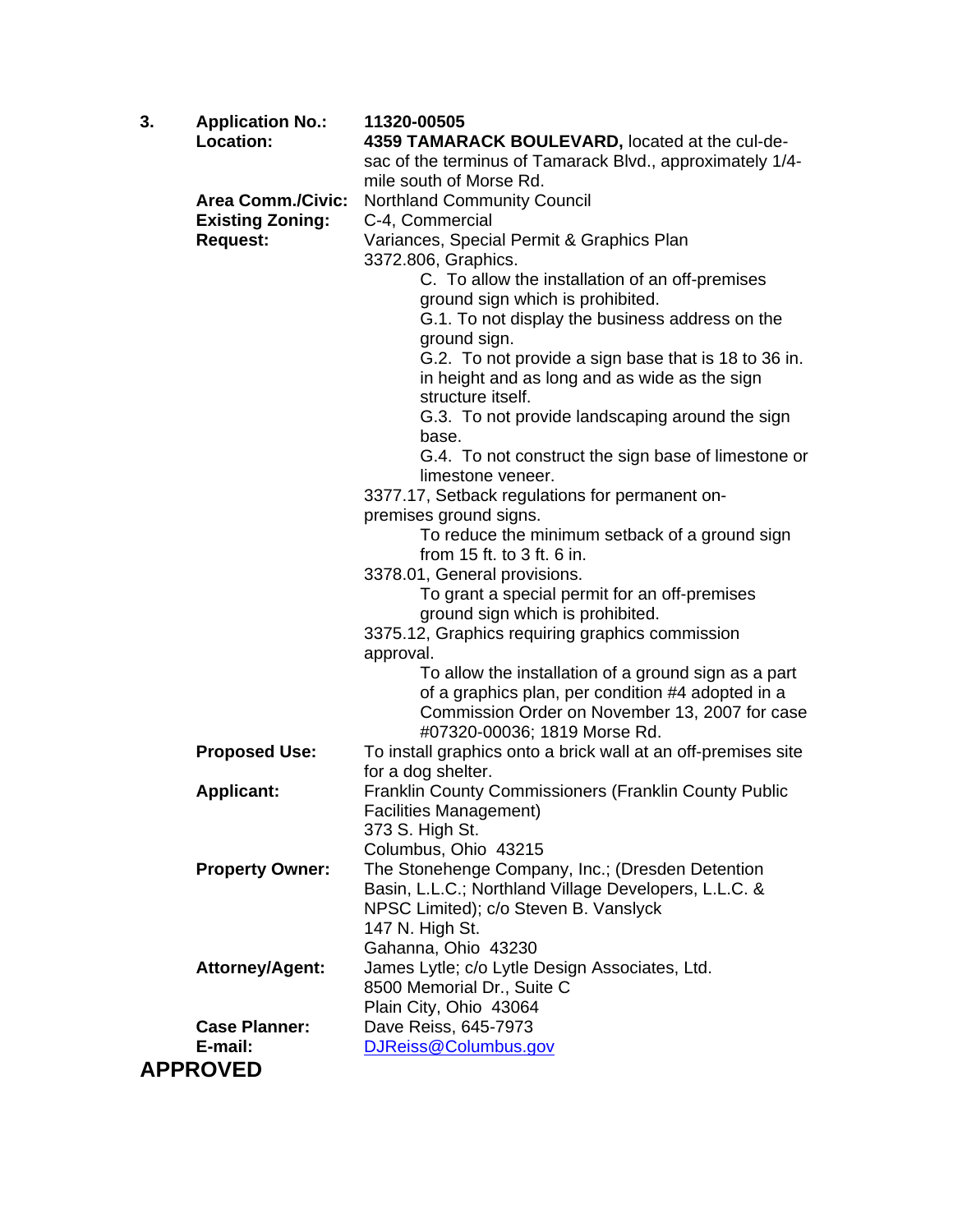3. **Application No.:** 11320-00505

**Location:** **4359 TAMARACK BOULEVARD,** located at the cul-de-sac of the terminus of Tamarack Blvd., approximately 1/4-mile south of Morse Rd.

**Area Comm./Civic:** Northland Community Council

**Existing Zoning:** C-4, Commercial

**Request:** Variances, Special Permit & Graphics Plan

3372.806, Graphics.

> C. To allow the installation of an off-premises ground sign which is prohibited.
>
> G.1. To not display the business address on the ground sign.
>
> G.2. To not provide a sign base that is 18 to 36 in. in height and as long and as wide as the sign structure itself.
>
> G.3. To not provide landscaping around the sign base.
>
> G.4. To not construct the sign base of limestone or limestone veneer.

3377.17, Setback regulations for permanent on-premises ground signs.

> To reduce the minimum setback of a ground sign from 15 ft. to 3 ft. 6 in.

3378.01, General provisions.

> To grant a special permit for an off-premises ground sign which is prohibited.

3375.12, Graphics requiring graphics commission approval.

> To allow the installation of a ground sign as a part of a graphics plan, per condition #4 adopted in a Commission Order on November 13, 2007 for case #07320-00036; 1819 Morse Rd.

**Proposed Use:** To install graphics onto a brick wall at an off-premises site for a dog shelter.

**Applicant:** Franklin County Commissioners (Franklin County Public Facilities Management)
373 S. High St.
Columbus, Ohio 43215

**Property Owner:** The Stonehenge Company, Inc.; (Dresden Detention Basin, L.L.C.; Northland Village Developers, L.L.C. & NPSC Limited); c/o Steven B. Vanslyck
147 N. High St.
Gahanna, Ohio 43230

**Attorney/Agent:** James Lytle; c/o Lytle Design Associates, Ltd.
8500 Memorial Dr., Suite C
Plain City, Ohio 43064

**Case Planner:** Dave Reiss, 645-7973

**E-mail:** DJReiss@Columbus.gov

**APPROVED**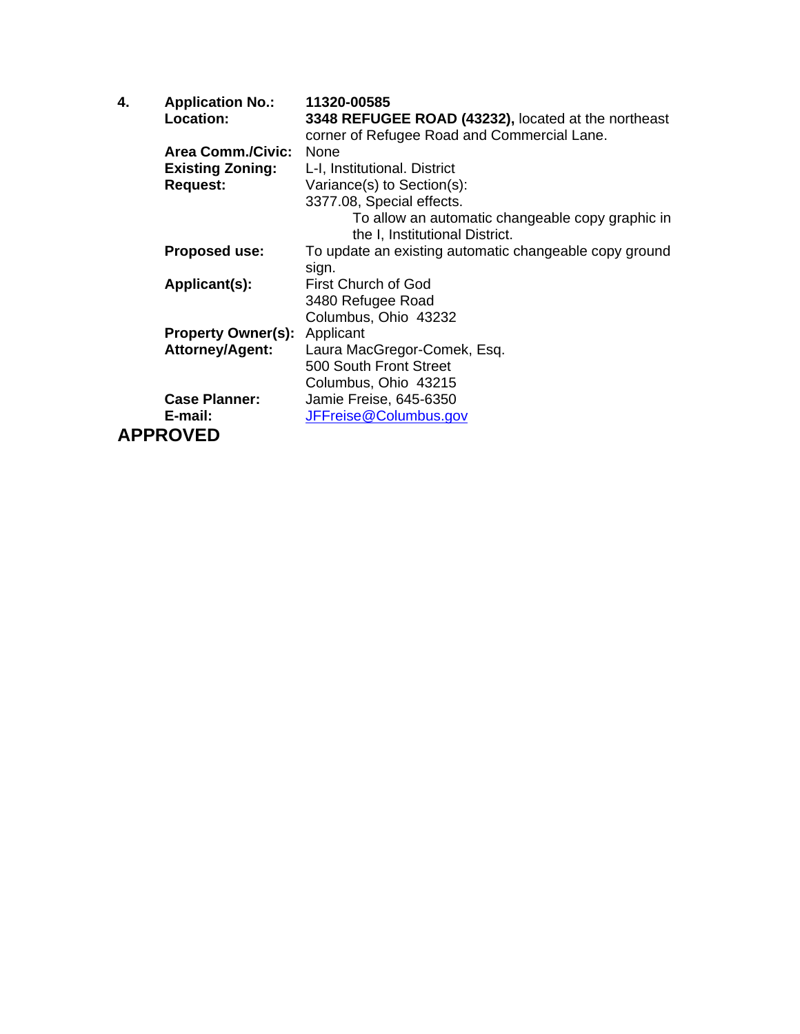**4.** **Application No.:** **11320-00585**

**Location:** **3348 REFUGEE ROAD (43232),** located at the northeast corner of Refugee Road and Commercial Lane.

**Area Comm./Civic:** None

**Existing Zoning:** L-I, Institutional. District

**Request:** Variance(s) to Section(s):

3377.08, Special effects.

To allow an automatic changeable copy graphic in the I, Institutional District.

**Proposed use:** To update an existing automatic changeable copy ground sign.

**Applicant(s):** First Church of God
3480 Refugee Road
Columbus, Ohio 43232

**Property Owner(s):** Applicant

**Attorney/Agent:** Laura MacGregor-Comek, Esq.
500 South Front Street
Columbus, Ohio 43215

**Case Planner:** Jamie Freise, 645-6350

**E-mail:** JFFreise@Columbus.gov

**APPROVED**